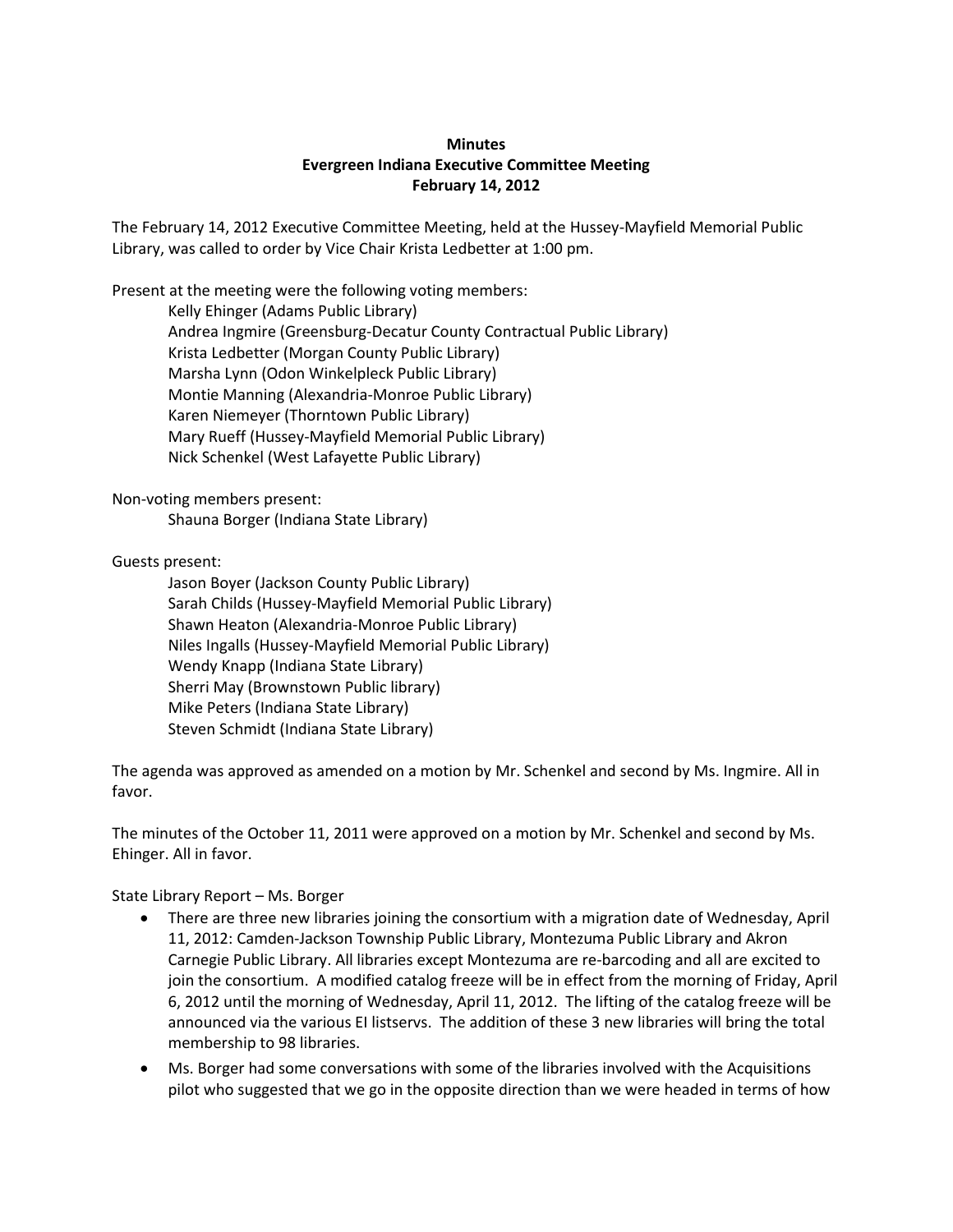**Minutes**
**Evergreen Indiana Executive Committee Meeting**
**February 14, 2012**

The February 14, 2012 Executive Committee Meeting, held at the Hussey-Mayfield Memorial Public Library, was called to order by Vice Chair Krista Ledbetter at 1:00 pm.

Present at the meeting were the following voting members:

Kelly Ehinger (Adams Public Library)
Andrea Ingmire (Greensburg-Decatur County Contractual Public Library)
Krista Ledbetter (Morgan County Public Library)
Marsha Lynn (Odon Winkelpleck Public Library)
Montie Manning (Alexandria-Monroe Public Library)
Karen Niemeyer (Thorntown Public Library)
Mary Rueff (Hussey-Mayfield Memorial Public Library)
Nick Schenkel (West Lafayette Public Library)

Non-voting members present:

Shauna Borger (Indiana State Library)

Guests present:

Jason Boyer (Jackson County Public Library)
Sarah Childs (Hussey-Mayfield Memorial Public Library)
Shawn Heaton (Alexandria-Monroe Public Library)
Niles Ingalls (Hussey-Mayfield Memorial Public Library)
Wendy Knapp (Indiana State Library)
Sherri May (Brownstown Public library)
Mike Peters (Indiana State Library)
Steven Schmidt (Indiana State Library)

The agenda was approved as amended on a motion by Mr. Schenkel and second by Ms. Ingmire. All in favor.

The minutes of the October 11, 2011 were approved on a motion by Mr. Schenkel and second by Ms. Ehinger. All in favor.

State Library Report – Ms. Borger

- There are three new libraries joining the consortium with a migration date of Wednesday, April 11, 2012: Camden-Jackson Township Public Library, Montezuma Public Library and Akron Carnegie Public Library. All libraries except Montezuma are re-barcoding and all are excited to join the consortium. A modified catalog freeze will be in effect from the morning of Friday, April 6, 2012 until the morning of Wednesday, April 11, 2012. The lifting of the catalog freeze will be announced via the various EI listservs. The addition of these 3 new libraries will bring the total membership to 98 libraries.
- Ms. Borger had some conversations with some of the libraries involved with the Acquisitions pilot who suggested that we go in the opposite direction than we were headed in terms of how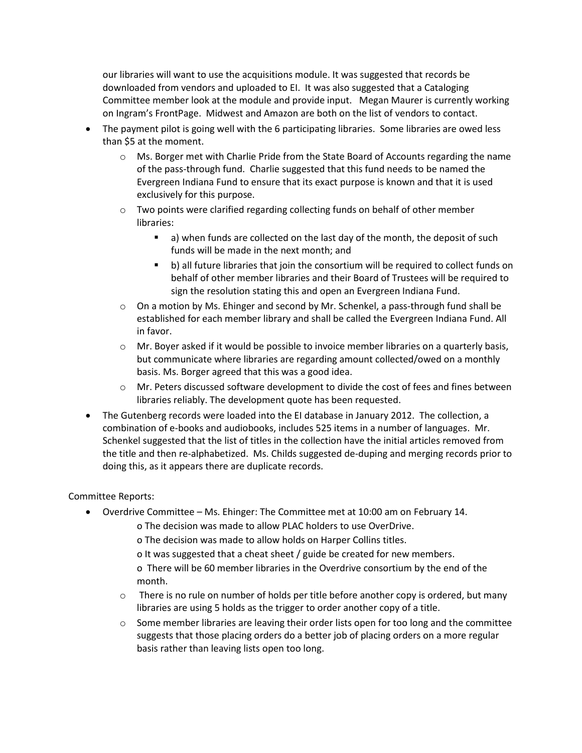our libraries will want to use the acquisitions module. It was suggested that records be downloaded from vendors and uploaded to EI. It was also suggested that a Cataloging Committee member look at the module and provide input. Megan Maurer is currently working on Ingram's FrontPage. Midwest and Amazon are both on the list of vendors to contact.

- The payment pilot is going well with the 6 participating libraries. Some libraries are owed less than $5 at the moment.
  - Ms. Borger met with Charlie Pride from the State Board of Accounts regarding the name of the pass-through fund. Charlie suggested that this fund needs to be named the Evergreen Indiana Fund to ensure that its exact purpose is known and that it is used exclusively for this purpose.
  - Two points were clarified regarding collecting funds on behalf of other member libraries:
    - a) when funds are collected on the last day of the month, the deposit of such funds will be made in the next month; and
    - b) all future libraries that join the consortium will be required to collect funds on behalf of other member libraries and their Board of Trustees will be required to sign the resolution stating this and open an Evergreen Indiana Fund.
  - On a motion by Ms. Ehinger and second by Mr. Schenkel, a pass-through fund shall be established for each member library and shall be called the Evergreen Indiana Fund. All in favor.
  - Mr. Boyer asked if it would be possible to invoice member libraries on a quarterly basis, but communicate where libraries are regarding amount collected/owed on a monthly basis. Ms. Borger agreed that this was a good idea.
  - Mr. Peters discussed software development to divide the cost of fees and fines between libraries reliably. The development quote has been requested.
- The Gutenberg records were loaded into the EI database in January 2012. The collection, a combination of e-books and audiobooks, includes 525 items in a number of languages. Mr. Schenkel suggested that the list of titles in the collection have the initial articles removed from the title and then re-alphabetized. Ms. Childs suggested de-duping and merging records prior to doing this, as it appears there are duplicate records.

Committee Reports:

- Overdrive Committee – Ms. Ehinger: The Committee met at 10:00 am on February 14.
  - The decision was made to allow PLAC holders to use OverDrive.
  - The decision was made to allow holds on Harper Collins titles.
  - It was suggested that a cheat sheet / guide be created for new members.
  - There will be 60 member libraries in the Overdrive consortium by the end of the month.
  - There is no rule on number of holds per title before another copy is ordered, but many libraries are using 5 holds as the trigger to order another copy of a title.
  - Some member libraries are leaving their order lists open for too long and the committee suggests that those placing orders do a better job of placing orders on a more regular basis rather than leaving lists open too long.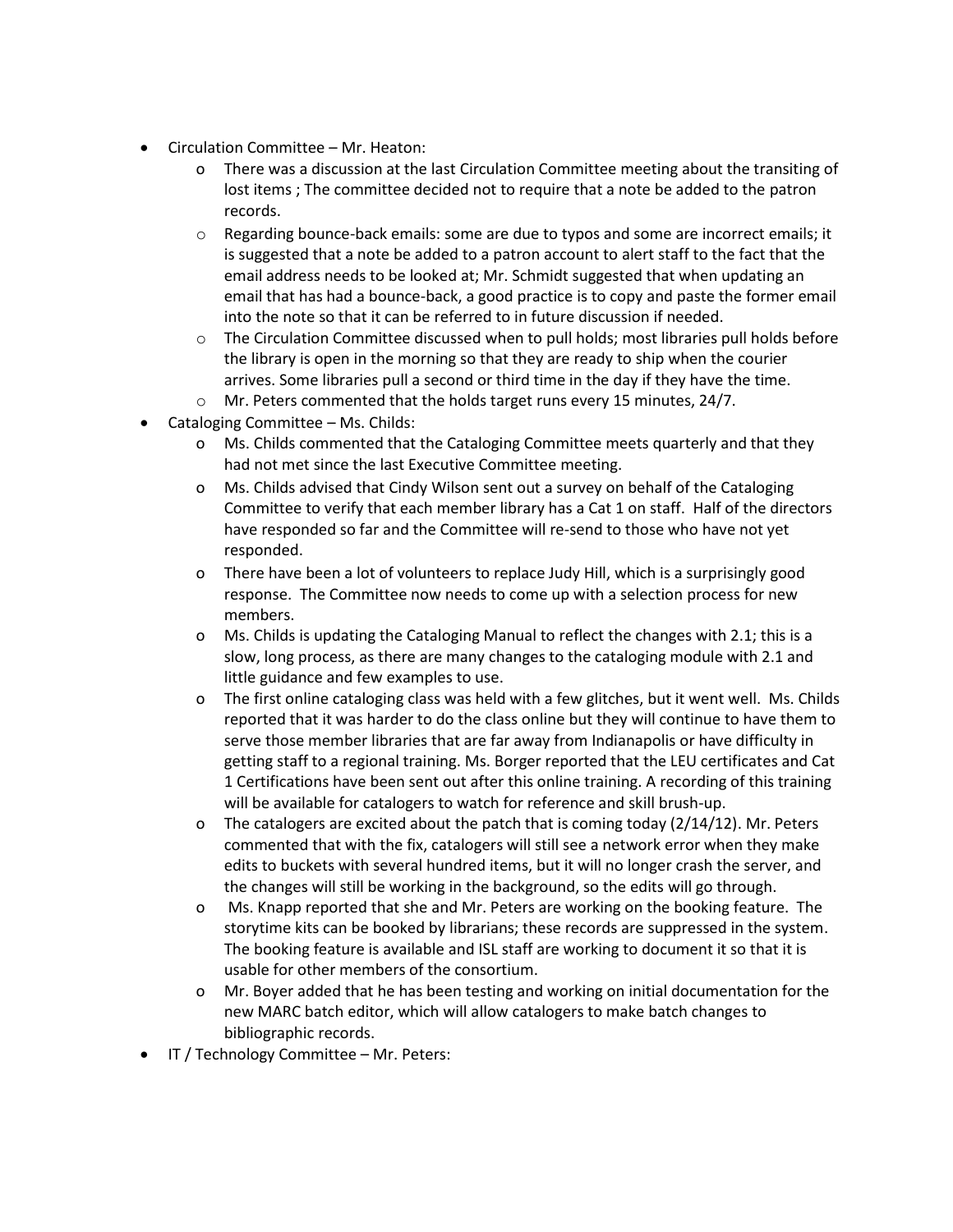- Circulation Committee – Mr. Heaton:
  - There was a discussion at the last Circulation Committee meeting about the transiting of lost items ; The committee decided not to require that a note be added to the patron records.
  - Regarding bounce-back emails: some are due to typos and some are incorrect emails; it is suggested that a note be added to a patron account to alert staff to the fact that the email address needs to be looked at; Mr. Schmidt suggested that when updating an email that has had a bounce-back, a good practice is to copy and paste the former email into the note so that it can be referred to in future discussion if needed.
  - The Circulation Committee discussed when to pull holds; most libraries pull holds before the library is open in the morning so that they are ready to ship when the courier arrives. Some libraries pull a second or third time in the day if they have the time.
  - Mr. Peters commented that the holds target runs every 15 minutes, 24/7.
- Cataloging Committee – Ms. Childs:
  - Ms. Childs commented that the Cataloging Committee meets quarterly and that they had not met since the last Executive Committee meeting.
  - Ms. Childs advised that Cindy Wilson sent out a survey on behalf of the Cataloging Committee to verify that each member library has a Cat 1 on staff. Half of the directors have responded so far and the Committee will re-send to those who have not yet responded.
  - There have been a lot of volunteers to replace Judy Hill, which is a surprisingly good response. The Committee now needs to come up with a selection process for new members.
  - Ms. Childs is updating the Cataloging Manual to reflect the changes with 2.1; this is a slow, long process, as there are many changes to the cataloging module with 2.1 and little guidance and few examples to use.
  - The first online cataloging class was held with a few glitches, but it went well. Ms. Childs reported that it was harder to do the class online but they will continue to have them to serve those member libraries that are far away from Indianapolis or have difficulty in getting staff to a regional training. Ms. Borger reported that the LEU certificates and Cat 1 Certifications have been sent out after this online training. A recording of this training will be available for catalogers to watch for reference and skill brush-up.
  - The catalogers are excited about the patch that is coming today (2/14/12). Mr. Peters commented that with the fix, catalogers will still see a network error when they make edits to buckets with several hundred items, but it will no longer crash the server, and the changes will still be working in the background, so the edits will go through.
  - Ms. Knapp reported that she and Mr. Peters are working on the booking feature. The storytime kits can be booked by librarians; these records are suppressed in the system. The booking feature is available and ISL staff are working to document it so that it is usable for other members of the consortium.
  - Mr. Boyer added that he has been testing and working on initial documentation for the new MARC batch editor, which will allow catalogers to make batch changes to bibliographic records.
- IT / Technology Committee – Mr. Peters: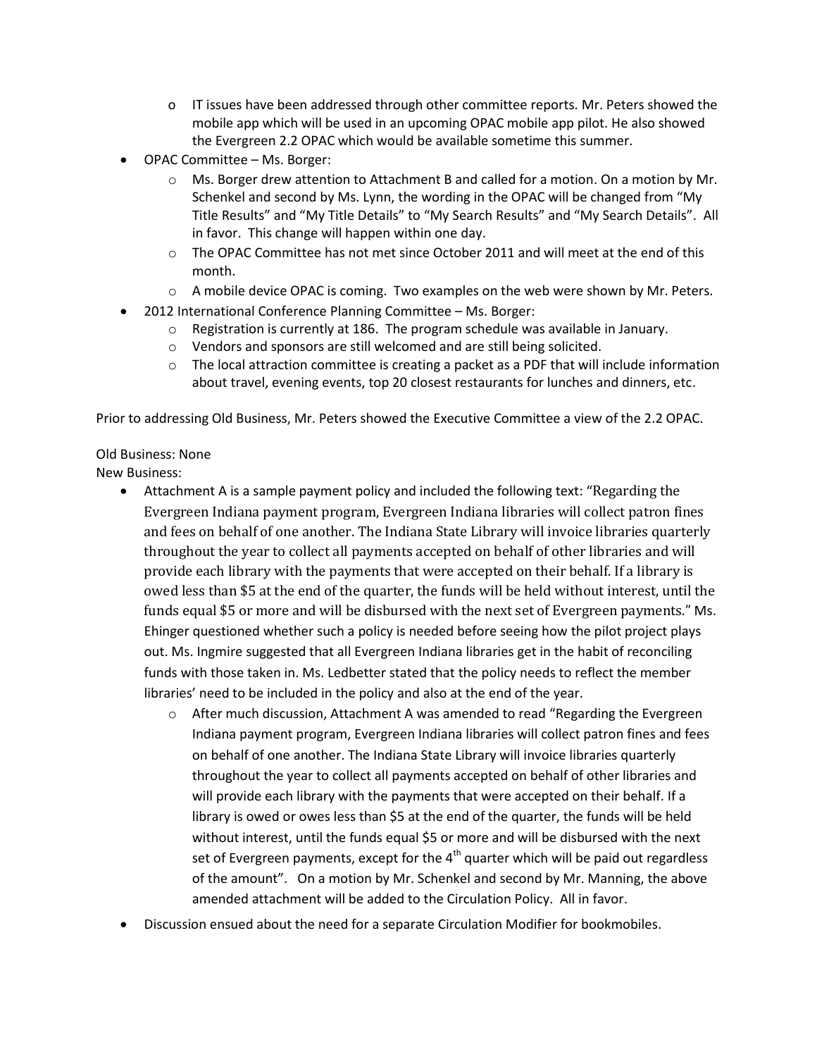- IT issues have been addressed through other committee reports. Mr. Peters showed the mobile app which will be used in an upcoming OPAC mobile app pilot. He also showed the Evergreen 2.2 OPAC which would be available sometime this summer.

- OPAC Committee – Ms. Borger:
  - Ms. Borger drew attention to Attachment B and called for a motion. On a motion by Mr. Schenkel and second by Ms. Lynn, the wording in the OPAC will be changed from "My Title Results" and "My Title Details" to "My Search Results" and "My Search Details". All in favor. This change will happen within one day.
  - The OPAC Committee has not met since October 2011 and will meet at the end of this month.
  - A mobile device OPAC is coming. Two examples on the web were shown by Mr. Peters.
- 2012 International Conference Planning Committee – Ms. Borger:
  - Registration is currently at 186. The program schedule was available in January.
  - Vendors and sponsors are still welcomed and are still being solicited.
  - The local attraction committee is creating a packet as a PDF that will include information about travel, evening events, top 20 closest restaurants for lunches and dinners, etc.

Prior to addressing Old Business, Mr. Peters showed the Executive Committee a view of the 2.2 OPAC.

Old Business: None

New Business:

- Attachment A is a sample payment policy and included the following text: "Regarding the Evergreen Indiana payment program, Evergreen Indiana libraries will collect patron fines and fees on behalf of one another. The Indiana State Library will invoice libraries quarterly throughout the year to collect all payments accepted on behalf of other libraries and will provide each library with the payments that were accepted on their behalf. If a library is owed less than $5 at the end of the quarter, the funds will be held without interest, until the funds equal $5 or more and will be disbursed with the next set of Evergreen payments." Ms. Ehinger questioned whether such a policy is needed before seeing how the pilot project plays out. Ms. Ingmire suggested that all Evergreen Indiana libraries get in the habit of reconciling funds with those taken in. Ms. Ledbetter stated that the policy needs to reflect the member libraries' need to be included in the policy and also at the end of the year.
  - After much discussion, Attachment A was amended to read "Regarding the Evergreen Indiana payment program, Evergreen Indiana libraries will collect patron fines and fees on behalf of one another. The Indiana State Library will invoice libraries quarterly throughout the year to collect all payments accepted on behalf of other libraries and will provide each library with the payments that were accepted on their behalf. If a library is owed or owes less than $5 at the end of the quarter, the funds will be held without interest, until the funds equal $5 or more and will be disbursed with the next set of Evergreen payments, except for the 4th quarter which will be paid out regardless of the amount". On a motion by Mr. Schenkel and second by Mr. Manning, the above amended attachment will be added to the Circulation Policy. All in favor.
- Discussion ensued about the need for a separate Circulation Modifier for bookmobiles.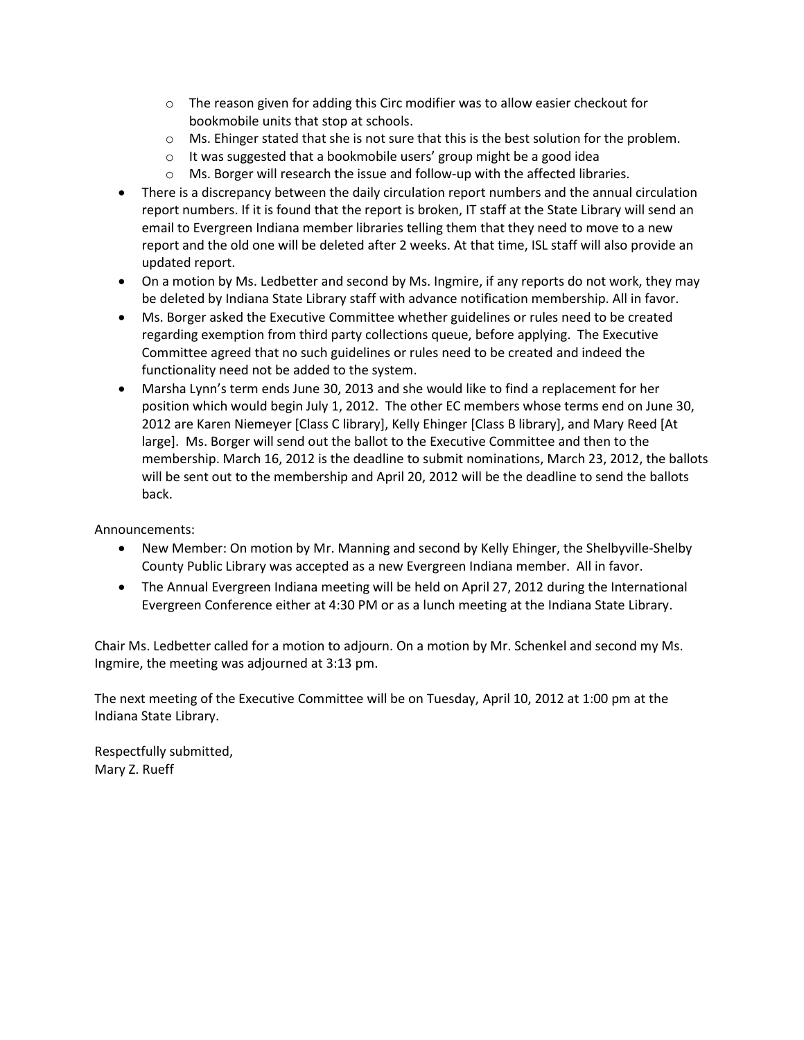- The reason given for adding this Circ modifier was to allow easier checkout for bookmobile units that stop at schools.
  - Ms. Ehinger stated that she is not sure that this is the best solution for the problem.
  - It was suggested that a bookmobile users' group might be a good idea
  - Ms. Borger will research the issue and follow-up with the affected libraries.
- There is a discrepancy between the daily circulation report numbers and the annual circulation report numbers. If it is found that the report is broken, IT staff at the State Library will send an email to Evergreen Indiana member libraries telling them that they need to move to a new report and the old one will be deleted after 2 weeks. At that time, ISL staff will also provide an updated report.
- On a motion by Ms. Ledbetter and second by Ms. Ingmire, if any reports do not work, they may be deleted by Indiana State Library staff with advance notification membership. All in favor.
- Ms. Borger asked the Executive Committee whether guidelines or rules need to be created regarding exemption from third party collections queue, before applying. The Executive Committee agreed that no such guidelines or rules need to be created and indeed the functionality need not be added to the system.
- Marsha Lynn's term ends June 30, 2013 and she would like to find a replacement for her position which would begin July 1, 2012. The other EC members whose terms end on June 30, 2012 are Karen Niemeyer [Class C library], Kelly Ehinger [Class B library], and Mary Reed [At large]. Ms. Borger will send out the ballot to the Executive Committee and then to the membership. March 16, 2012 is the deadline to submit nominations, March 23, 2012, the ballots will be sent out to the membership and April 20, 2012 will be the deadline to send the ballots back.

Announcements:

- New Member: On motion by Mr. Manning and second by Kelly Ehinger, the Shelbyville-Shelby County Public Library was accepted as a new Evergreen Indiana member. All in favor.
- The Annual Evergreen Indiana meeting will be held on April 27, 2012 during the International Evergreen Conference either at 4:30 PM or as a lunch meeting at the Indiana State Library.

Chair Ms. Ledbetter called for a motion to adjourn. On a motion by Mr. Schenkel and second my Ms. Ingmire, the meeting was adjourned at 3:13 pm.

The next meeting of the Executive Committee will be on Tuesday, April 10, 2012 at 1:00 pm at the Indiana State Library.

Respectfully submitted,
Mary Z. Rueff